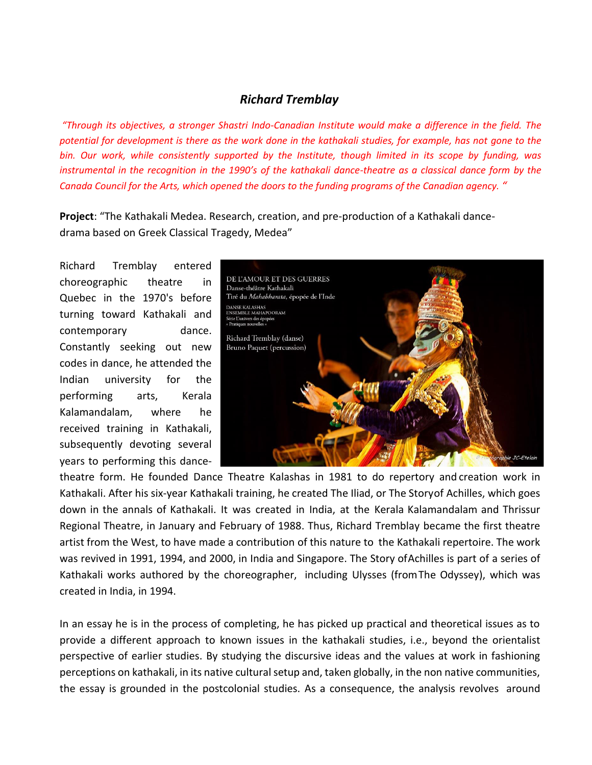## *Richard Tremblay*

*"Through its objectives, a stronger Shastri Indo-Canadian Institute would make a difference in the field. The potential for development is there as the work done in the kathakali studies, for example, has not gone to the bin. Our work, while consistently supported by the Institute, though limited in its scope by funding, was instrumental in the recognition in the 1990's of the kathakali dance-theatre as a classical dance form by the Canada Council for the Arts, which opened the doors to the funding programs of the Canadian agency. "*

**Project**: "The Kathakali Medea. Research, creation, and pre-production of a Kathakali dance-drama based on Greek Classical Tragedy, Medea"

Richard Tremblay entered choreographic theatre in Quebec in the 1970's before turning toward Kathakali and contemporary dance. Constantly seeking out new codes in dance, he attended the Indian university for the performing arts, Kerala Kalamandalam, where he received training in Kathakali, subsequently devoting several years to performing this dance-theatre form. He founded Dance Theatre Kalashas in 1981 to do repertory and creation work in Kathakali. After his six-year Kathakali training, he created The Iliad, or The Storyof Achilles, which goes down in the annals of Kathakali. It was created in India, at the Kerala Kalamandalam and Thrissur Regional Theatre, in January and February of 1988. Thus, Richard Tremblay became the first theatre artist from the West, to have made a contribution of this nature to the Kathakali repertoire. The work was revived in 1991, 1994, and 2000, in India and Singapore. The Story ofAchilles is part of a series of Kathakali works authored by the choreographer, including Ulysses (fromThe Odyssey), which was created in India, in 1994.

In an essay he is in the process of completing, he has picked up practical and theoretical issues as to provide a different approach to known issues in the kathakali studies, i.e., beyond the orientalist perspective of earlier studies. By studying the discursive ideas and the values at work in fashioning perceptions on kathakali, in its native cultural setup and, taken globally, in the non native communities, the essay is grounded in the postcolonial studies. As a consequence, the analysis revolves around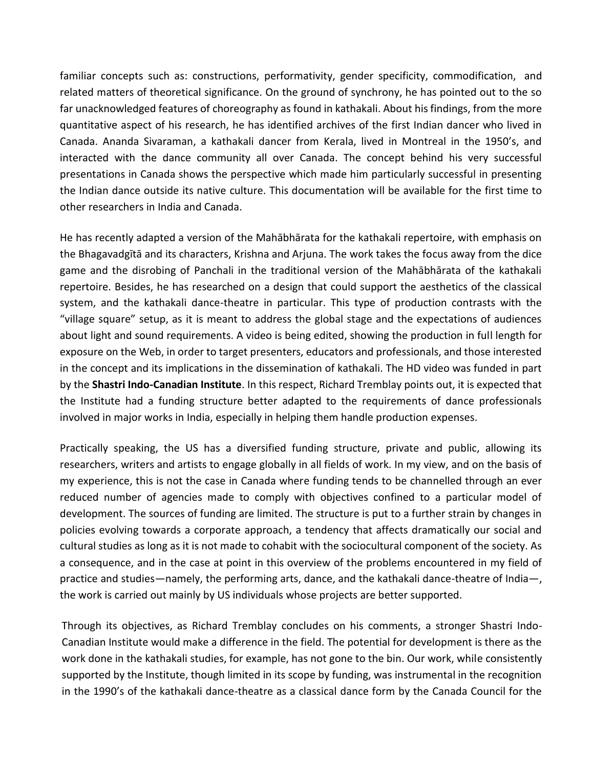familiar concepts such as: constructions, performativity, gender specificity, commodification, and related matters of theoretical significance. On the ground of synchrony, he has pointed out to the so far unacknowledged features of choreography as found in kathakali. About his findings, from the more quantitative aspect of his research, he has identified archives of the first Indian dancer who lived in Canada. Ananda Sivaraman, a kathakali dancer from Kerala, lived in Montreal in the 1950's, and interacted with the dance community all over Canada. The concept behind his very successful presentations in Canada shows the perspective which made him particularly successful in presenting the Indian dance outside its native culture. This documentation will be available for the first time to other researchers in India and Canada.

He has recently adapted a version of the Mahābhārata for the kathakali repertoire, with emphasis on the Bhagavadgītā and its characters, Krishna and Arjuna. The work takes the focus away from the dice game and the disrobing of Panchali in the traditional version of the Mahābhārata of the kathakali repertoire. Besides, he has researched on a design that could support the aesthetics of the classical system, and the kathakali dance-theatre in particular. This type of production contrasts with the "village square" setup, as it is meant to address the global stage and the expectations of audiences about light and sound requirements. A video is being edited, showing the production in full length for exposure on the Web, in order to target presenters, educators and professionals, and those interested in the concept and its implications in the dissemination of kathakali. The HD video was funded in part by the **Shastri Indo-Canadian Institute**. In this respect, Richard Tremblay points out, it is expected that the Institute had a funding structure better adapted to the requirements of dance professionals involved in major works in India, especially in helping them handle production expenses.

Practically speaking, the US has a diversified funding structure, private and public, allowing its researchers, writers and artists to engage globally in all fields of work. In my view, and on the basis of my experience, this is not the case in Canada where funding tends to be channelled through an ever reduced number of agencies made to comply with objectives confined to a particular model of development. The sources of funding are limited. The structure is put to a further strain by changes in policies evolving towards a corporate approach, a tendency that affects dramatically our social and cultural studies as long as it is not made to cohabit with the sociocultural component of the society. As a consequence, and in the case at point in this overview of the problems encountered in my field of practice and studies—namely, the performing arts, dance, and the kathakali dance-theatre of India—, the work is carried out mainly by US individuals whose projects are better supported.

Through its objectives, as Richard Tremblay concludes on his comments, a stronger Shastri Indo-Canadian Institute would make a difference in the field. The potential for development is there as the work done in the kathakali studies, for example, has not gone to the bin. Our work, while consistently supported by the Institute, though limited in its scope by funding, was instrumental in the recognition in the 1990's of the kathakali dance-theatre as a classical dance form by the Canada Council for the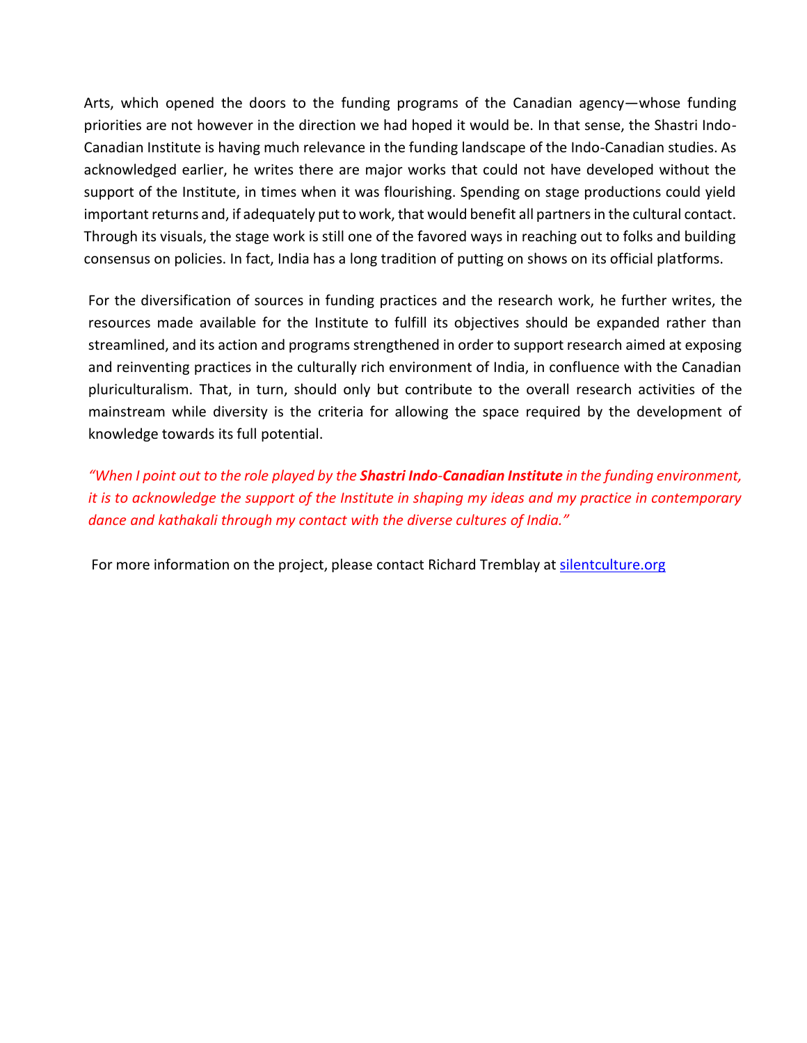Arts, which opened the doors to the funding programs of the Canadian agency—whose funding priorities are not however in the direction we had hoped it would be. In that sense, the Shastri Indo-Canadian Institute is having much relevance in the funding landscape of the Indo-Canadian studies. As acknowledged earlier, he writes there are major works that could not have developed without the support of the Institute, in times when it was flourishing. Spending on stage productions could yield important returns and, if adequately put to work, that would benefit all partners in the cultural contact. Through its visuals, the stage work is still one of the favored ways in reaching out to folks and building consensus on policies. In fact, India has a long tradition of putting on shows on its official platforms.

For the diversification of sources in funding practices and the research work, he further writes, the resources made available for the Institute to fulfill its objectives should be expanded rather than streamlined, and its action and programs strengthened in order to support research aimed at exposing and reinventing practices in the culturally rich environment of India, in confluence with the Canadian pluriculturalism. That, in turn, should only but contribute to the overall research activities of the mainstream while diversity is the criteria for allowing the space required by the development of knowledge towards its full potential.

*"When I point out to the role played by the **Shastri Indo-Canadian Institute** in the funding environment, it is to acknowledge the support of the Institute in shaping my ideas and my practice in contemporary dance and kathakali through my contact with the diverse cultures of India."*

For more information on the project, please contact Richard Tremblay at [silentculture.org](silentculture.org)